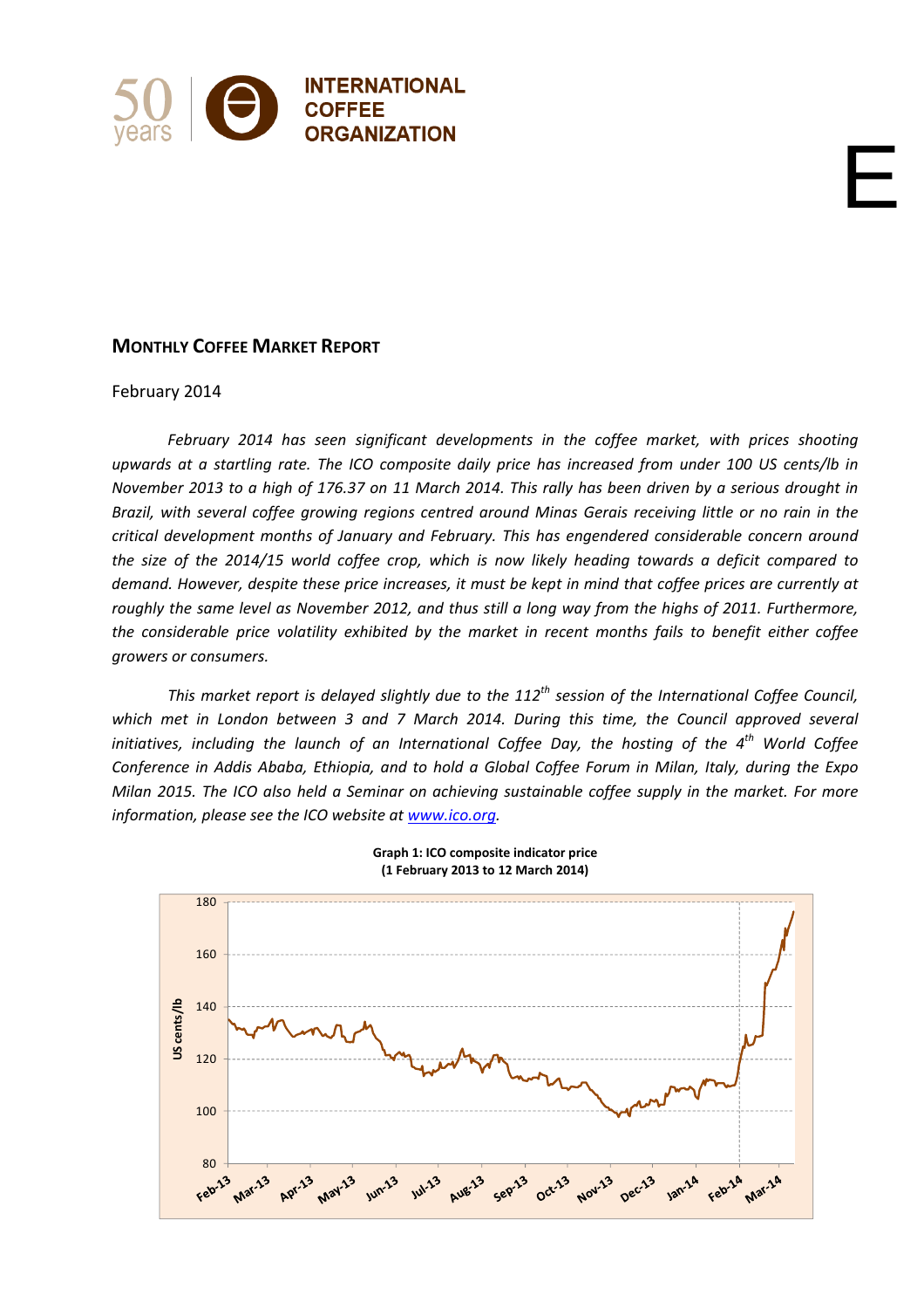# MONTHLY COFFEE MARKET REPORT

February 2014

*February 2014 has seen significant developments in the coffee market, with prices shooting upwards at a startling rate. The ICO composite daily price has increased from under 100 US cents/lb in November 2013 to a high of 176.37 on 11 March 2014. This rally has been driven by a serious drought in Brazil, with several coffee growing regions centred around Minas Gerais receiving little or no rain in the critical development months of January and February. This has engendered considerable concern around the size of the 2014/15 world coffee crop, which is now likely heading towards a deficit compared to demand. However, despite these price increases, it must be kept in mind that coffee prices are currently at roughly the same level as November 2012, and thus still a long way from the highs of 2011. Furthermore, the considerable price volatility exhibited by the market in recent months fails to benefit either coffee growers or consumers.*

*This market report is delayed slightly due to the 112th session of the International Coffee Council, which met in London between 3 and 7 March 2014. During this time, the Council approved several initiatives, including the launch of an International Coffee Day, the hosting of the 4th World Coffee Conference in Addis Ababa, Ethiopia, and to hold a Global Coffee Forum in Milan, Italy, during the Expo Milan 2015. The ICO also held a Seminar on achieving sustainable coffee supply in the market. For more information, please see the ICO website at [www.ico.org](http://www.ico.org).*

**Graph 1: ICO composite indicator price (1 February 2013 to 12 March 2014)**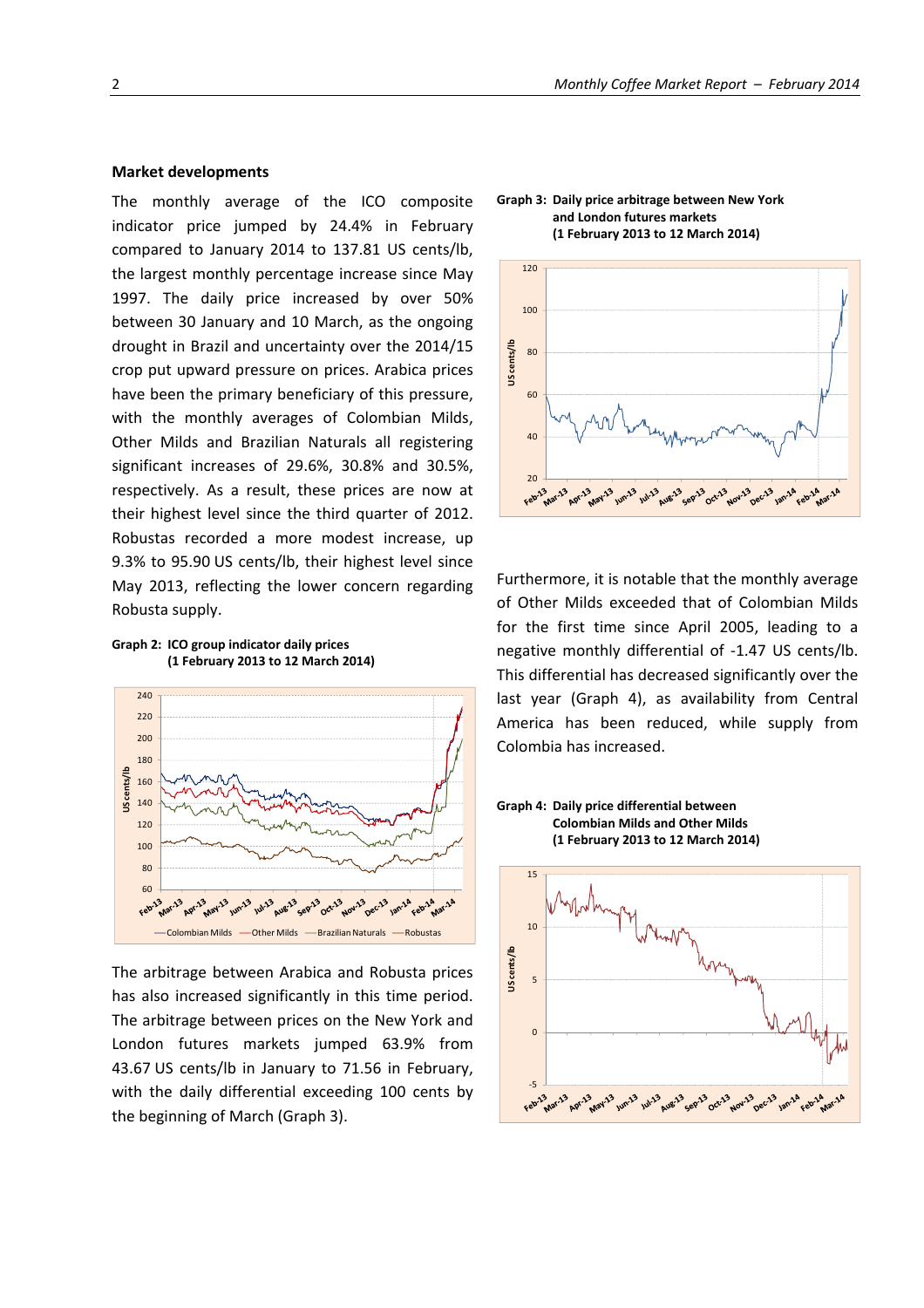## Market developments

The monthly average of the ICO composite indicator price jumped by 24.4% in February compared to January 2014 to 137.81 US cents/lb, the largest monthly percentage increase since May 1997. The daily price increased by over 50% between 30 January and 10 March, as the ongoing drought in Brazil and uncertainty over the 2014/15 crop put upward pressure on prices. Arabica prices have been the primary beneficiary of this pressure, with the monthly averages of Colombian Milds, Other Milds and Brazilian Naturals all registering significant increases of 29.6%, 30.8% and 30.5%, respectively. As a result, these prices are now at their highest level since the third quarter of 2012. Robustas recorded a more modest increase, up 9.3% to 95.90 US cents/lb, their highest level since May 2013, reflecting the lower concern regarding Robusta supply.

**Graph 2: ICO group indicator daily prices (1 February 2013 to 12 March 2014)**

The arbitrage between Arabica and Robusta prices has also increased significantly in this time period. The arbitrage between prices on the New York and London futures markets jumped 63.9% from 43.67 US cents/lb in January to 71.56 in February, with the daily differential exceeding 100 cents by the beginning of March (Graph 3).

**Graph 3: Daily price arbitrage between New York and London futures markets (1 February 2013 to 12 March 2014)**

Furthermore, it is notable that the monthly average of Other Milds exceeded that of Colombian Milds for the first time since April 2005, leading to a negative monthly differential of -1.47 US cents/lb. This differential has decreased significantly over the last year (Graph 4), as availability from Central America has been reduced, while supply from Colombia has increased.

**Graph 4: Daily price differential between Colombian Milds and Other Milds (1 February 2013 to 12 March 2014)**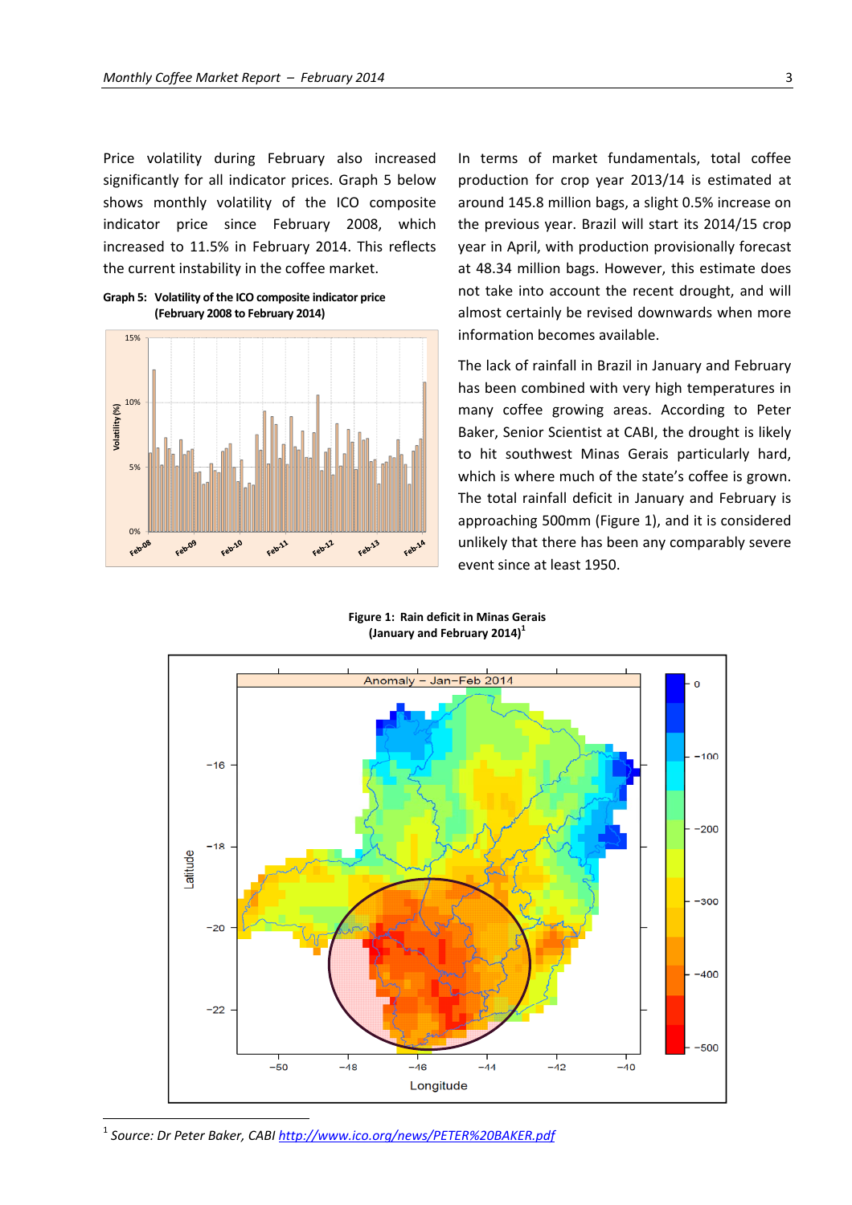Price volatility during February also increased significantly for all indicator prices. Graph 5 below shows monthly volatility of the ICO composite indicator price since February 2008, which increased to 11.5% in February 2014. This reflects the current instability in the coffee market.

**Graph 5: Volatility of the ICO composite indicator price (February 2008 to February 2014)**

In terms of market fundamentals, total coffee production for crop year 2013/14 is estimated at around 145.8 million bags, a slight 0.5% increase on the previous year. Brazil will start its 2014/15 crop year in April, with production provisionally forecast at 48.34 million bags. However, this estimate does not take into account the recent drought, and will almost certainly be revised downwards when more information becomes available.

The lack of rainfall in Brazil in January and February has been combined with very high temperatures in many coffee growing areas. According to Peter Baker, Senior Scientist at CABI, the drought is likely to hit southwest Minas Gerais particularly hard, which is where much of the state's coffee is grown. The total rainfall deficit in January and February is approaching 500mm (Figure 1), and it is considered unlikely that there has been any comparably severe event since at least 1950.

**Figure 1: Rain deficit in Minas Gerais (January and February 2014)**[1]

[1] *Source: Dr Peter Baker, CABI* http://www.ico.org/news/PETER%20BAKER.pdf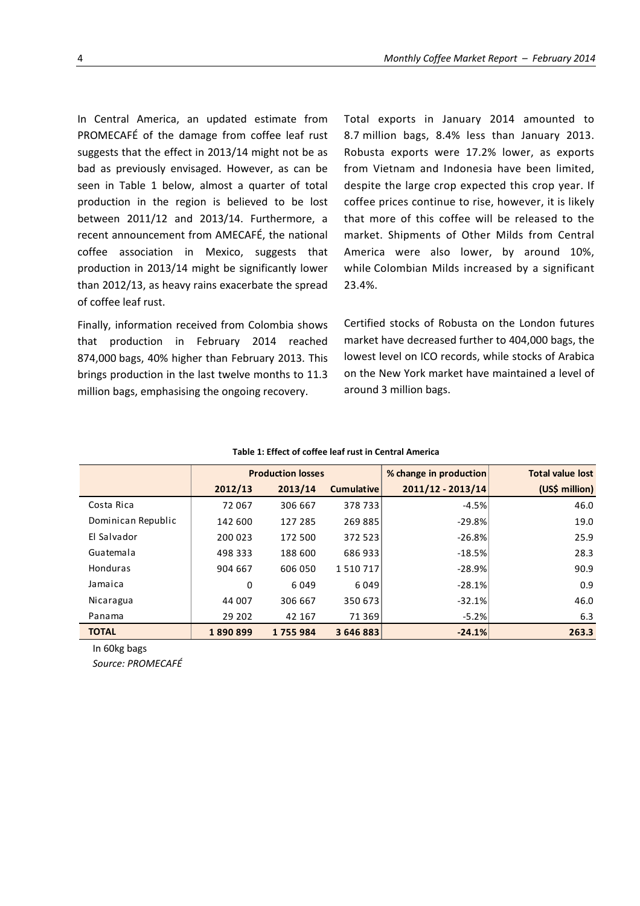In Central America, an updated estimate from PROMECAFÉ of the damage from coffee leaf rust suggests that the effect in 2013/14 might not be as bad as previously envisaged. However, as can be seen in Table 1 below, almost a quarter of total production in the region is believed to be lost between 2011/12 and 2013/14. Furthermore, a recent announcement from AMECAFÉ, the national coffee association in Mexico, suggests that production in 2013/14 might be significantly lower than 2012/13, as heavy rains exacerbate the spread of coffee leaf rust.

Finally, information received from Colombia shows that production in February 2014 reached 874,000 bags, 40% higher than February 2013. This brings production in the last twelve months to 11.3 million bags, emphasising the ongoing recovery.

Total exports in January 2014 amounted to 8.7 million bags, 8.4% less than January 2013. Robusta exports were 17.2% lower, as exports from Vietnam and Indonesia have been limited, despite the large crop expected this crop year. If coffee prices continue to rise, however, it is likely that more of this coffee will be released to the market. Shipments of Other Milds from Central America were also lower, by around 10%, while Colombian Milds increased by a significant 23.4%.

Certified stocks of Robusta on the London futures market have decreased further to 404,000 bags, the lowest level on ICO records, while stocks of Arabica on the New York market have maintained a level of around 3 million bags.

**Table 1: Effect of coffee leaf rust in Central America**

| | Production losses | | | % change in production | Total value lost |
|---|---|---|---|---|---|
| | 2012/13 | 2013/14 | Cumulative | 2011/12 - 2013/14 | (US$ million) |
| Costa Rica | 72 067 | 306 667 | 378 733 | -4.5% | 46.0 |
| Dominican Republic | 142 600 | 127 285 | 269 885 | -29.8% | 19.0 |
| El Salvador | 200 023 | 172 500 | 372 523 | -26.8% | 25.9 |
| Guatemala | 498 333 | 188 600 | 686 933 | -18.5% | 28.3 |
| Honduras | 904 667 | 606 050 | 1 510 717 | -28.9% | 90.9 |
| Jamaica | 0 | 6 049 | 6 049 | -28.1% | 0.9 |
| Nicaragua | 44 007 | 306 667 | 350 673 | -32.1% | 46.0 |
| Panama | 29 202 | 42 167 | 71 369 | -5.2% | 6.3 |
| **TOTAL** | **1 890 899** | **1 755 984** | **3 646 883** | **-24.1%** | **263.3** |

In 60kg bags

*Source: PROMECAFÉ*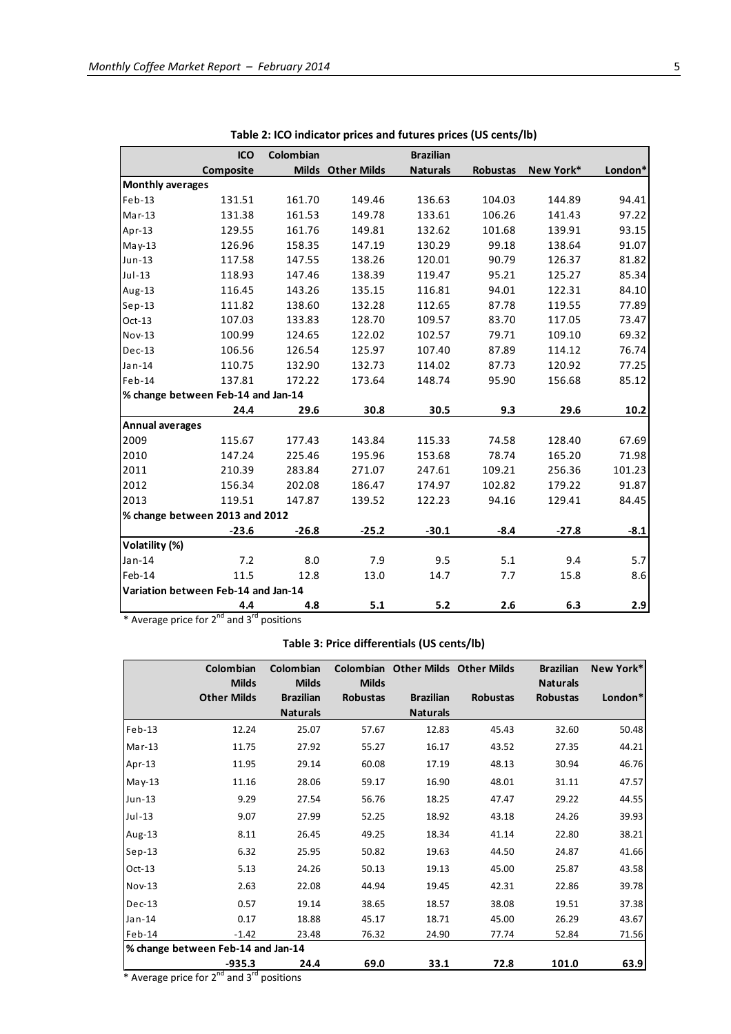**Table 2: ICO indicator prices and futures prices (US cents/lb)**

| | ICO Composite | Colombian Milds | Other Milds | Brazilian Naturals | Robustas | New York* | London* |
|---|---|---|---|---|---|---|---|
| **Monthly averages** | | | | | | | |
| Feb-13 | 131.51 | 161.70 | 149.46 | 136.63 | 104.03 | 144.89 | 94.41 |
| Mar-13 | 131.38 | 161.53 | 149.78 | 133.61 | 106.26 | 141.43 | 97.22 |
| Apr-13 | 129.55 | 161.76 | 149.81 | 132.62 | 101.68 | 139.91 | 93.15 |
| May-13 | 126.96 | 158.35 | 147.19 | 130.29 | 99.18 | 138.64 | 91.07 |
| Jun-13 | 117.58 | 147.55 | 138.26 | 120.01 | 90.79 | 126.37 | 81.82 |
| Jul-13 | 118.93 | 147.46 | 138.39 | 119.47 | 95.21 | 125.27 | 85.34 |
| Aug-13 | 116.45 | 143.26 | 135.15 | 116.81 | 94.01 | 122.31 | 84.10 |
| Sep-13 | 111.82 | 138.60 | 132.28 | 112.65 | 87.78 | 119.55 | 77.89 |
| Oct-13 | 107.03 | 133.83 | 128.70 | 109.57 | 83.70 | 117.05 | 73.47 |
| Nov-13 | 100.99 | 124.65 | 122.02 | 102.57 | 79.71 | 109.10 | 69.32 |
| Dec-13 | 106.56 | 126.54 | 125.97 | 107.40 | 87.89 | 114.12 | 76.74 |
| Jan-14 | 110.75 | 132.90 | 132.73 | 114.02 | 87.73 | 120.92 | 77.25 |
| Feb-14 | 137.81 | 172.22 | 173.64 | 148.74 | 95.90 | 156.68 | 85.12 |
| **% change between Feb-14 and Jan-14** | | | | | | | |
| | **24.4** | **29.6** | **30.8** | **30.5** | **9.3** | **29.6** | **10.2** |
| **Annual averages** | | | | | | | |
| 2009 | 115.67 | 177.43 | 143.84 | 115.33 | 74.58 | 128.40 | 67.69 |
| 2010 | 147.24 | 225.46 | 195.96 | 153.68 | 78.74 | 165.20 | 71.98 |
| 2011 | 210.39 | 283.84 | 271.07 | 247.61 | 109.21 | 256.36 | 101.23 |
| 2012 | 156.34 | 202.08 | 186.47 | 174.97 | 102.82 | 179.22 | 91.87 |
| 2013 | 119.51 | 147.87 | 139.52 | 122.23 | 94.16 | 129.41 | 84.45 |
| **% change between 2013 and 2012** | | | | | | | |
| | **-23.6** | **-26.8** | **-25.2** | **-30.1** | **-8.4** | **-27.8** | **-8.1** |
| **Volatility (%)** | | | | | | | |
| Jan-14 | 7.2 | 8.0 | 7.9 | 9.5 | 5.1 | 9.4 | 5.7 |
| Feb-14 | 11.5 | 12.8 | 13.0 | 14.7 | 7.7 | 15.8 | 8.6 |
| **Variation between Feb-14 and Jan-14** | | | | | | | |
| | **4.4** | **4.8** | **5.1** | **5.2** | **2.6** | **6.3** | **2.9** |

* Average price for 2nd and 3rd positions

**Table 3: Price differentials (US cents/lb)**

| | Colombian Milds / Other Milds | Colombian Milds / Brazilian Naturals | Colombian Milds / Robustas | Other Milds / Brazilian Naturals | Other Milds / Robustas | Brazilian Naturals / Robustas | New York* / London* |
|---|---|---|---|---|---|---|---|
| Feb-13 | 12.24 | 25.07 | 57.67 | 12.83 | 45.43 | 32.60 | 50.48 |
| Mar-13 | 11.75 | 27.92 | 55.27 | 16.17 | 43.52 | 27.35 | 44.21 |
| Apr-13 | 11.95 | 29.14 | 60.08 | 17.19 | 48.13 | 30.94 | 46.76 |
| May-13 | 11.16 | 28.06 | 59.17 | 16.90 | 48.01 | 31.11 | 47.57 |
| Jun-13 | 9.29 | 27.54 | 56.76 | 18.25 | 47.47 | 29.22 | 44.55 |
| Jul-13 | 9.07 | 27.99 | 52.25 | 18.92 | 43.18 | 24.26 | 39.93 |
| Aug-13 | 8.11 | 26.45 | 49.25 | 18.34 | 41.14 | 22.80 | 38.21 |
| Sep-13 | 6.32 | 25.95 | 50.82 | 19.63 | 44.50 | 24.87 | 41.66 |
| Oct-13 | 5.13 | 24.26 | 50.13 | 19.13 | 45.00 | 25.87 | 43.58 |
| Nov-13 | 2.63 | 22.08 | 44.94 | 19.45 | 42.31 | 22.86 | 39.78 |
| Dec-13 | 0.57 | 19.14 | 38.65 | 18.57 | 38.08 | 19.51 | 37.38 |
| Jan-14 | 0.17 | 18.88 | 45.17 | 18.71 | 45.00 | 26.29 | 43.67 |
| Feb-14 | -1.42 | 23.48 | 76.32 | 24.90 | 77.74 | 52.84 | 71.56 |
| **% change between Feb-14 and Jan-14** | | | | | | | |
| | **-935.3** | **24.4** | **69.0** | **33.1** | **72.8** | **101.0** | **63.9** |

* Average price for 2nd and 3rd positions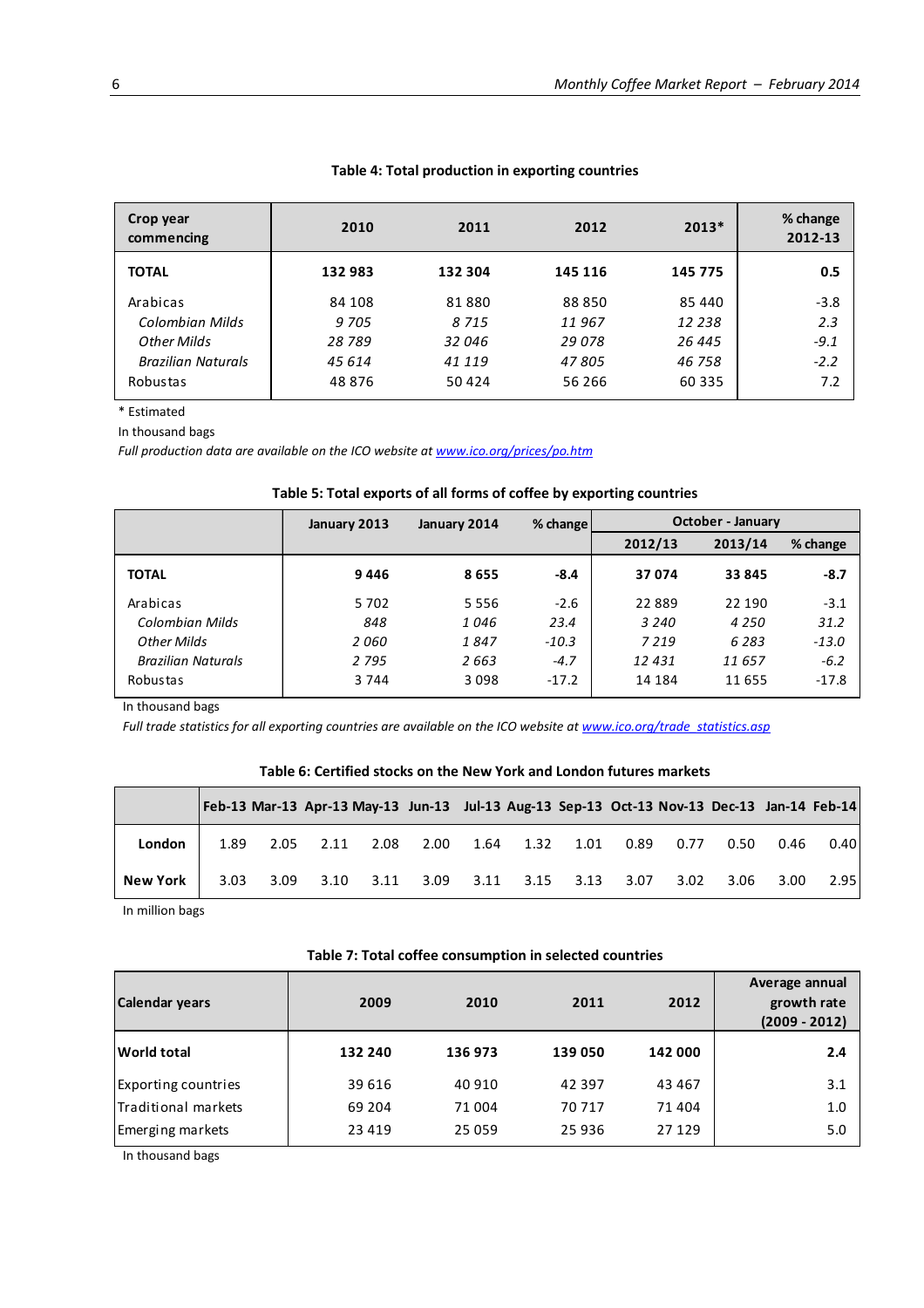**Table 4: Total production in exporting countries**

| Crop year commencing | 2010 | 2011 | 2012 | 2013* | % change 2012-13 |
|---|---|---|---|---|---|
| **TOTAL** | **132 983** | **132 304** | **145 116** | **145 775** | **0.5** |
| Arabicas | 84 108 | 81 880 | 88 850 | 85 440 | -3.8 |
| *Colombian Milds* | *9 705* | *8 715* | *11 967* | *12 238* | *2.3* |
| *Other Milds* | *28 789* | *32 046* | *29 078* | *26 445* | *-9.1* |
| *Brazilian Naturals* | *45 614* | *41 119* | *47 805* | *46 758* | *-2.2* |
| Robustas | 48 876 | 50 424 | 56 266 | 60 335 | 7.2 |

\* Estimated

In thousand bags

*Full production data are available on the ICO website at www.ico.org/prices/po.htm*

**Table 5: Total exports of all forms of coffee by exporting countries**

| | January 2013 | January 2014 | % change | October - January | | |
|---|---|---|---|---|---|---|
| | | | | 2012/13 | 2013/14 | % change |
| **TOTAL** | **9 446** | **8 655** | **-8.4** | **37 074** | **33 845** | **-8.7** |
| Arabicas | 5 702 | 5 556 | -2.6 | 22 889 | 22 190 | -3.1 |
| *Colombian Milds* | *848* | *1 046* | *23.4* | *3 240* | *4 250* | *31.2* |
| *Other Milds* | *2 060* | *1 847* | *-10.3* | *7 219* | *6 283* | *-13.0* |
| *Brazilian Naturals* | *2 795* | *2 663* | *-4.7* | *12 431* | *11 657* | *-6.2* |
| Robustas | 3 744 | 3 098 | -17.2 | 14 184 | 11 655 | -17.8 |

In thousand bags

*Full trade statistics for all exporting countries are available on the ICO website at www.ico.org/trade_statistics.asp*

**Table 6: Certified stocks on the New York and London futures markets**

| | Feb-13 | Mar-13 | Apr-13 | May-13 | Jun-13 | Jul-13 | Aug-13 | Sep-13 | Oct-13 | Nov-13 | Dec-13 | Jan-14 | Feb-14 |
|---|---|---|---|---|---|---|---|---|---|---|---|---|---|
| **London** | 1.89 | 2.05 | 2.11 | 2.08 | 2.00 | 1.64 | 1.32 | 1.01 | 0.89 | 0.77 | 0.50 | 0.46 | 0.40 |
| **New York** | 3.03 | 3.09 | 3.10 | 3.11 | 3.09 | 3.11 | 3.15 | 3.13 | 3.07 | 3.02 | 3.06 | 3.00 | 2.95 |

In million bags

**Table 7: Total coffee consumption in selected countries**

| Calendar years | 2009 | 2010 | 2011 | 2012 | Average annual growth rate (2009 - 2012) |
|---|---|---|---|---|---|
| **World total** | **132 240** | **136 973** | **139 050** | **142 000** | **2.4** |
| Exporting countries | 39 616 | 40 910 | 42 397 | 43 467 | 3.1 |
| Traditional markets | 69 204 | 71 004 | 70 717 | 71 404 | 1.0 |
| Emerging markets | 23 419 | 25 059 | 25 936 | 27 129 | 5.0 |

In thousand bags